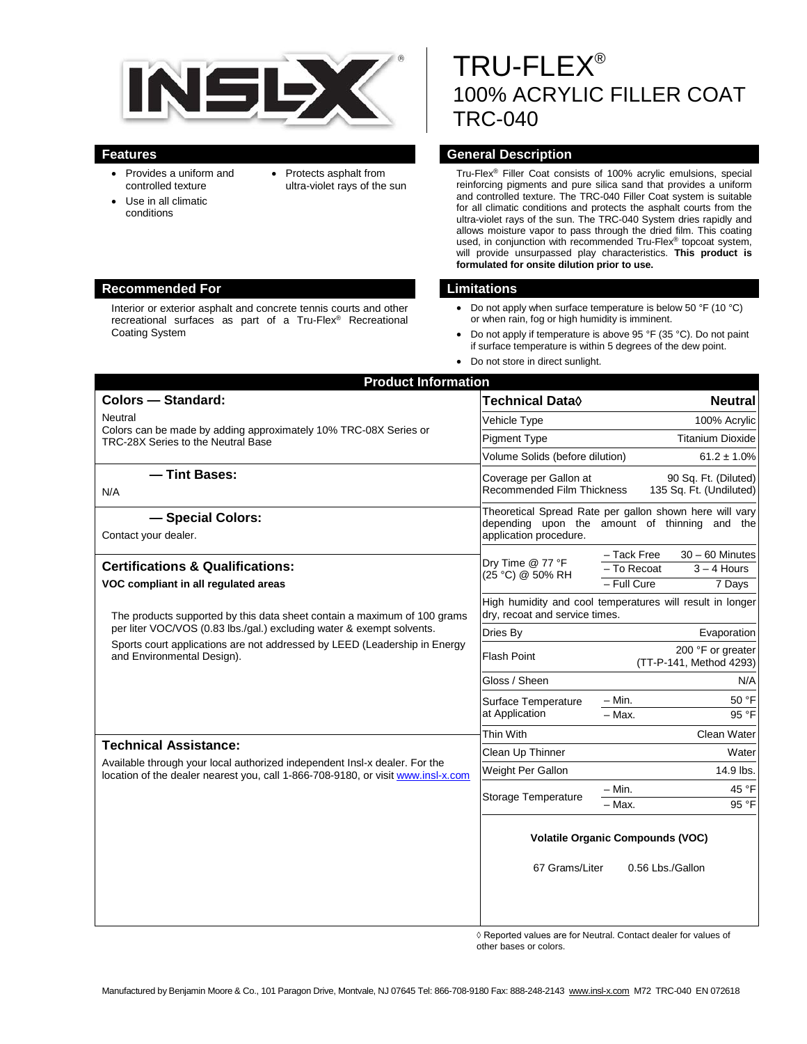INSL-X®

# TRU-FLEX®
# 100% ACRYLIC FILLER COAT
# TRC-040

## Features

- Provides a uniform and controlled texture
- Use in all climatic conditions
- Protects asphalt from ultra-violet rays of the sun

## General Description

Tru-Flex® Filler Coat consists of 100% acrylic emulsions, special reinforcing pigments and pure silica sand that provides a uniform and controlled texture. The TRC-040 Filler Coat system is suitable for all climatic conditions and protects the asphalt courts from the ultra-violet rays of the sun. The TRC-040 System dries rapidly and allows moisture vapor to pass through the dried film. This coating used, in conjunction with recommended Tru-Flex® topcoat system, will provide unsurpassed play characteristics. **This product is formulated for onsite dilution prior to use.**

## Recommended For

Interior or exterior asphalt and concrete tennis courts and other recreational surfaces as part of a Tru-Flex® Recreational Coating System

## Limitations

- Do not apply when surface temperature is below 50 °F (10 °C) or when rain, fog or high humidity is imminent.
- Do not apply if temperature is above 95 °F (35 °C). Do not paint if surface temperature is within 5 degrees of the dew point.
- Do not store in direct sunlight.

## Product Information

### Colors — Standard:

Neutral

Colors can be made by adding approximately 10% TRC-08X Series or TRC-28X Series to the Neutral Base

### — Tint Bases:

N/A

### — Special Colors:

Contact your dealer.

### Certifications & Qualifications:

**VOC compliant in all regulated areas**

The products supported by this data sheet contain a maximum of 100 grams per liter VOC/VOS (0.83 lbs./gal.) excluding water & exempt solvents.

Sports court applications are not addressed by LEED (Leadership in Energy and Environmental Design).

### Technical Assistance:

Available through your local authorized independent Insl-x dealer. For the location of the dealer nearest you, call 1-866-708-9180, or visit www.insl-x.com

| Technical Data◊ | | Neutral |
|---|---|---|
| Vehicle Type | | 100% Acrylic |
| Pigment Type | | Titanium Dioxide |
| Volume Solids (before dilution) | | 61.2 ± 1.0% |
| Coverage per Gallon at Recommended Film Thickness | | 90 Sq. Ft. (Diluted) 135 Sq. Ft. (Undiluted) |
| Theoretical Spread Rate per gallon shown here will vary depending upon the amount of thinning and the application procedure. | | |
| Dry Time @ 77 °F (25 °C) @ 50% RH | – Tack Free | 30 – 60 Minutes |
| | – To Recoat | 3 – 4 Hours |
| | – Full Cure | 7 Days |
| High humidity and cool temperatures will result in longer dry, recoat and service times. | | |
| Dries By | | Evaporation |
| Flash Point | | 200 °F or greater (TT-P-141, Method 4293) |
| Gloss / Sheen | | N/A |
| Surface Temperature at Application | – Min. | 50 °F |
| | – Max. | 95 °F |
| Thin With | | Clean Water |
| Clean Up Thinner | | Water |
| Weight Per Gallon | | 14.9 lbs. |
| Storage Temperature | – Min. | 45 °F |
| | – Max. | 95 °F |

**Volatile Organic Compounds (VOC)**

67 Grams/Liter 0.56 Lbs./Gallon

◊ Reported values are for Neutral. Contact dealer for values of other bases or colors.

Manufactured by Benjamin Moore & Co., 101 Paragon Drive, Montvale, NJ 07645 Tel: 866-708-9180 Fax: 888-248-2143 www.insl-x.com M72 TRC-040 EN 072618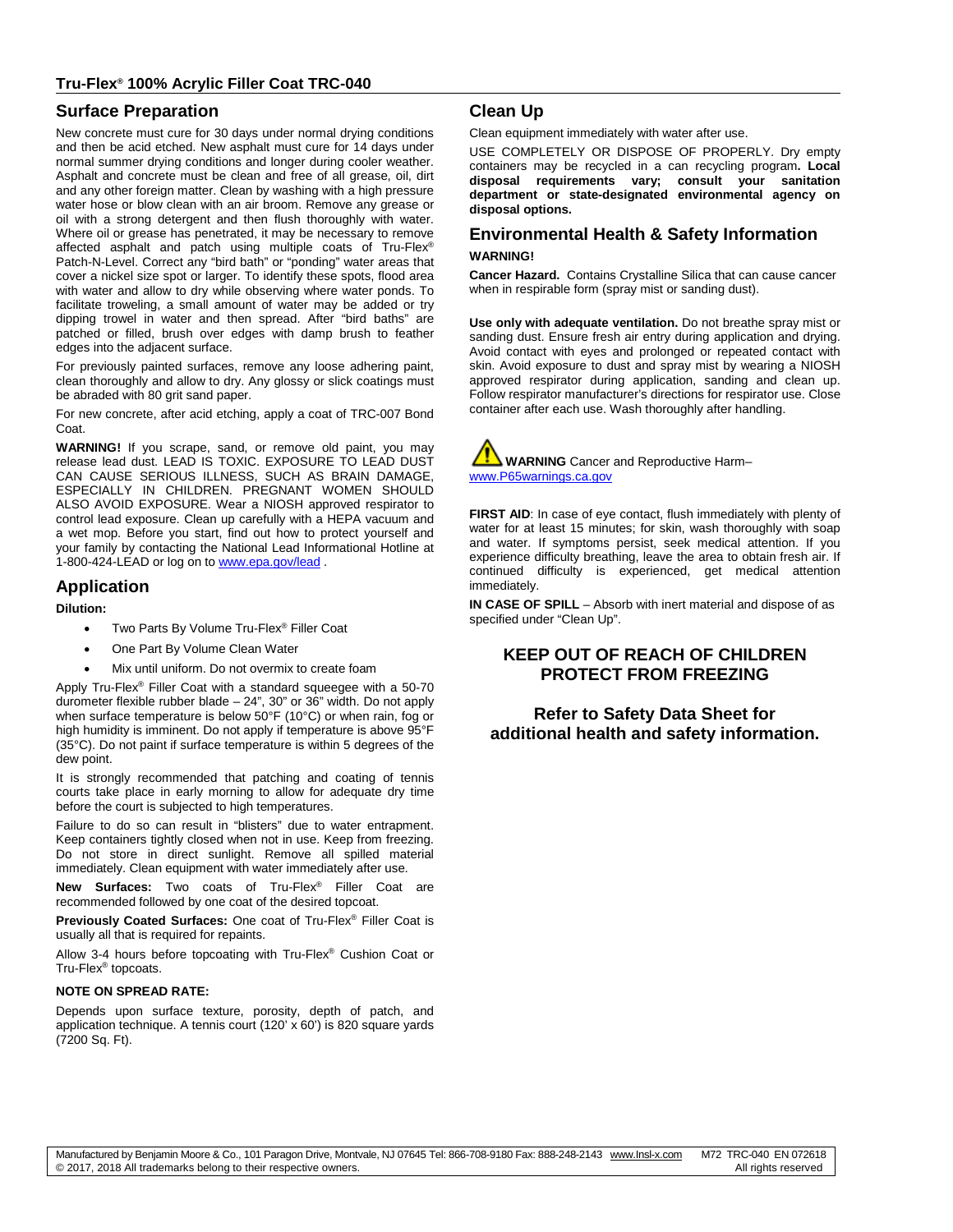## Surface Preparation

New concrete must cure for 30 days under normal drying conditions and then be acid etched. New asphalt must cure for 14 days under normal summer drying conditions and longer during cooler weather. Asphalt and concrete must be clean and free of all grease, oil, dirt and any other foreign matter. Clean by washing with a high pressure water hose or blow clean with an air broom. Remove any grease or oil with a strong detergent and then flush thoroughly with water. Where oil or grease has penetrated, it may be necessary to remove affected asphalt and patch using multiple coats of Tru-Flex® Patch-N-Level. Correct any "bird bath" or "ponding" water areas that cover a nickel size spot or larger. To identify these spots, flood area with water and allow to dry while observing where water ponds. To facilitate troweling, a small amount of water may be added or try dipping trowel in water and then spread. After "bird baths" are patched or filled, brush over edges with damp brush to feather edges into the adjacent surface.

For previously painted surfaces, remove any loose adhering paint, clean thoroughly and allow to dry. Any glossy or slick coatings must be abraded with 80 grit sand paper.

For new concrete, after acid etching, apply a coat of TRC-007 Bond Coat.

**WARNING!** If you scrape, sand, or remove old paint, you may release lead dust. LEAD IS TOXIC. EXPOSURE TO LEAD DUST CAN CAUSE SERIOUS ILLNESS, SUCH AS BRAIN DAMAGE, ESPECIALLY IN CHILDREN. PREGNANT WOMEN SHOULD ALSO AVOID EXPOSURE. Wear a NIOSH approved respirator to control lead exposure. Clean up carefully with a HEPA vacuum and a wet mop. Before you start, find out how to protect yourself and your family by contacting the National Lead Informational Hotline at 1-800-424-LEAD or log on to www.epa.gov/lead .

## Application

**Dilution:**

- Two Parts By Volume Tru-Flex® Filler Coat
- One Part By Volume Clean Water
- Mix until uniform. Do not overmix to create foam

Apply Tru-Flex® Filler Coat with a standard squeegee with a 50-70 durometer flexible rubber blade – 24", 30" or 36" width. Do not apply when surface temperature is below 50°F (10°C) or when rain, fog or high humidity is imminent. Do not apply if temperature is above 95°F (35°C). Do not paint if surface temperature is within 5 degrees of the dew point.

It is strongly recommended that patching and coating of tennis courts take place in early morning to allow for adequate dry time before the court is subjected to high temperatures.

Failure to do so can result in "blisters" due to water entrapment. Keep containers tightly closed when not in use. Keep from freezing. Do not store in direct sunlight. Remove all spilled material immediately. Clean equipment with water immediately after use.

**New Surfaces:** Two coats of Tru-Flex® Filler Coat are recommended followed by one coat of the desired topcoat.

**Previously Coated Surfaces:** One coat of Tru-Flex® Filler Coat is usually all that is required for repaints.

Allow 3-4 hours before topcoating with Tru-Flex® Cushion Coat or Tru-Flex® topcoats.

**NOTE ON SPREAD RATE:**

Depends upon surface texture, porosity, depth of patch, and application technique. A tennis court (120' x 60') is 820 square yards (7200 Sq. Ft).

## Clean Up

Clean equipment immediately with water after use.

USE COMPLETELY OR DISPOSE OF PROPERLY. Dry empty containers may be recycled in a can recycling program**. Local disposal requirements vary; consult your sanitation department or state-designated environmental agency on disposal options.**

## Environmental Health & Safety Information

**WARNING!**

**Cancer Hazard.** Contains Crystalline Silica that can cause cancer when in respirable form (spray mist or sanding dust).

**Use only with adequate ventilation.** Do not breathe spray mist or sanding dust. Ensure fresh air entry during application and drying. Avoid contact with eyes and prolonged or repeated contact with skin. Avoid exposure to dust and spray mist by wearing a NIOSH approved respirator during application, sanding and clean up. Follow respirator manufacturer's directions for respirator use. Close container after each use. Wash thoroughly after handling.

**WARNING** Cancer and Reproductive Harm– www.P65warnings.ca.gov

**FIRST AID**: In case of eye contact, flush immediately with plenty of water for at least 15 minutes; for skin, wash thoroughly with soap and water. If symptoms persist, seek medical attention. If you experience difficulty breathing, leave the area to obtain fresh air. If continued difficulty is experienced, get medical attention immediately.

**IN CASE OF SPILL** – Absorb with inert material and dispose of as specified under "Clean Up".

**KEEP OUT OF REACH OF CHILDREN**
**PROTECT FROM FREEZING**

**Refer to Safety Data Sheet for additional health and safety information.**

Manufactured by Benjamin Moore & Co., 101 Paragon Drive, Montvale, NJ 07645 Tel: 866-708-9180 Fax: 888-248-2143 www.lnsl-x.com M72 TRC-040 EN 072618
© 2017, 2018 All trademarks belong to their respective owners. All rights reserved